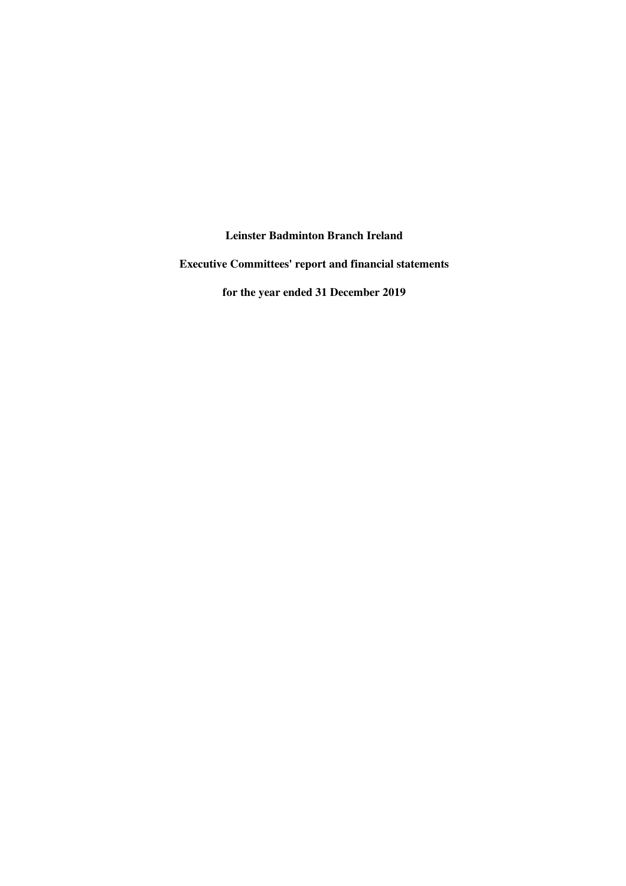# Leinster Badminton Branch Ireland

## Executive Committees' report and financial statements

## for the year ended 31 December 2019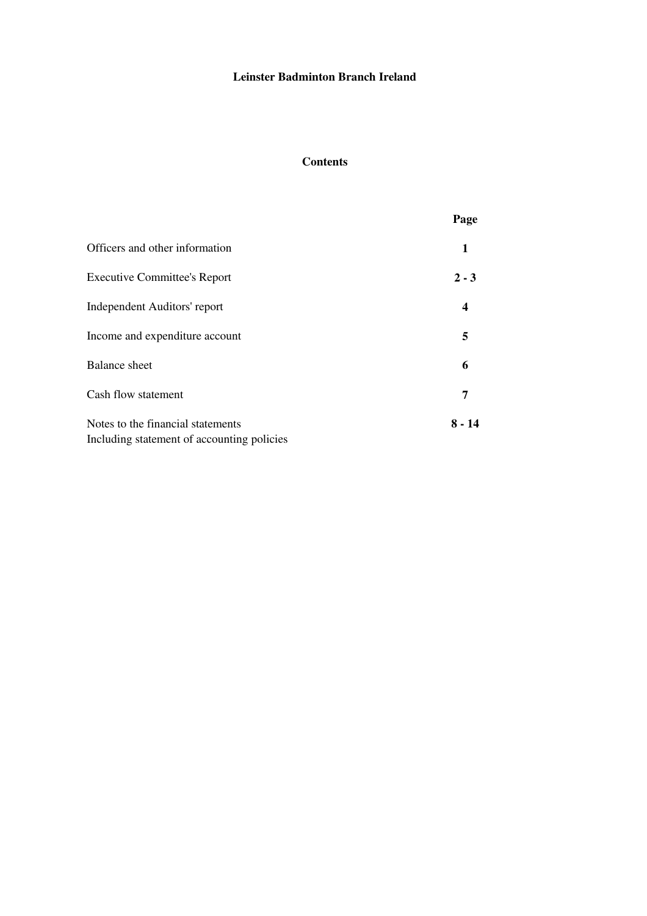# Leinster Badminton Branch Ireland

## Contents

| | Page |
|---|---|
| Officers and other information | **1** |
| Executive Committee's Report | **2 - 3** |
| Independent Auditors' report | **4** |
| Income and expenditure account | **5** |
| Balance sheet | **6** |
| Cash flow statement | **7** |
| Notes to the financial statements<br>Including statement of accounting policies | **8 - 14** |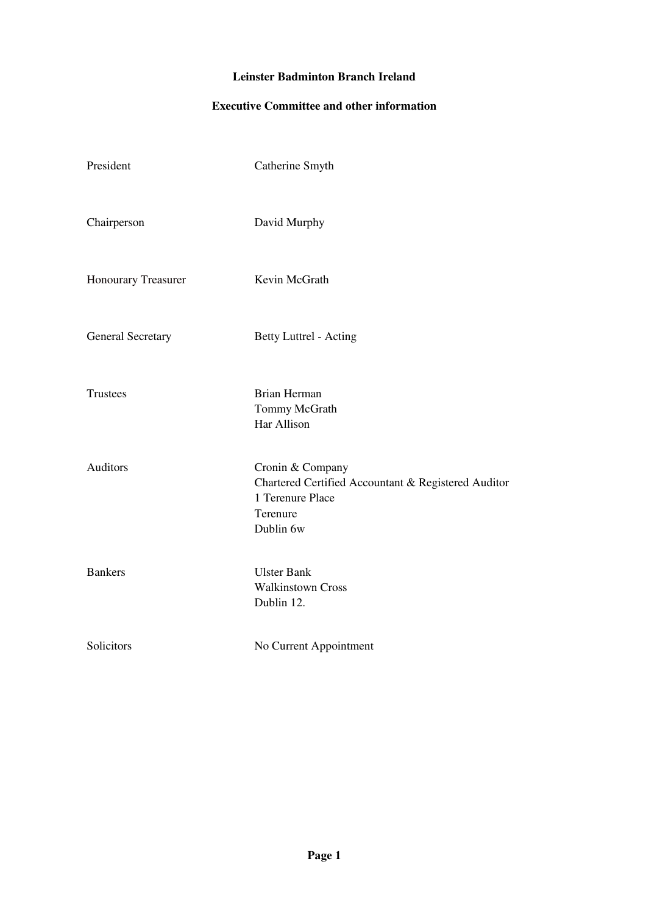# Leinster Badminton Branch Ireland

## Executive Committee and other information

| | |
|---|---|
| President | Catherine Smyth |
| Chairperson | David Murphy |
| Honourary Treasurer | Kevin McGrath |
| General Secretary | Betty Luttrel - Acting |
| Trustees | Brian Herman<br>Tommy McGrath<br>Har Allison |
| Auditors | Cronin & Company<br>Chartered Certified Accountant & Registered Auditor<br>1 Terenure Place<br>Terenure<br>Dublin 6w |
| Bankers | Ulster Bank<br>Walkinstown Cross<br>Dublin 12. |
| Solicitors | No Current Appointment |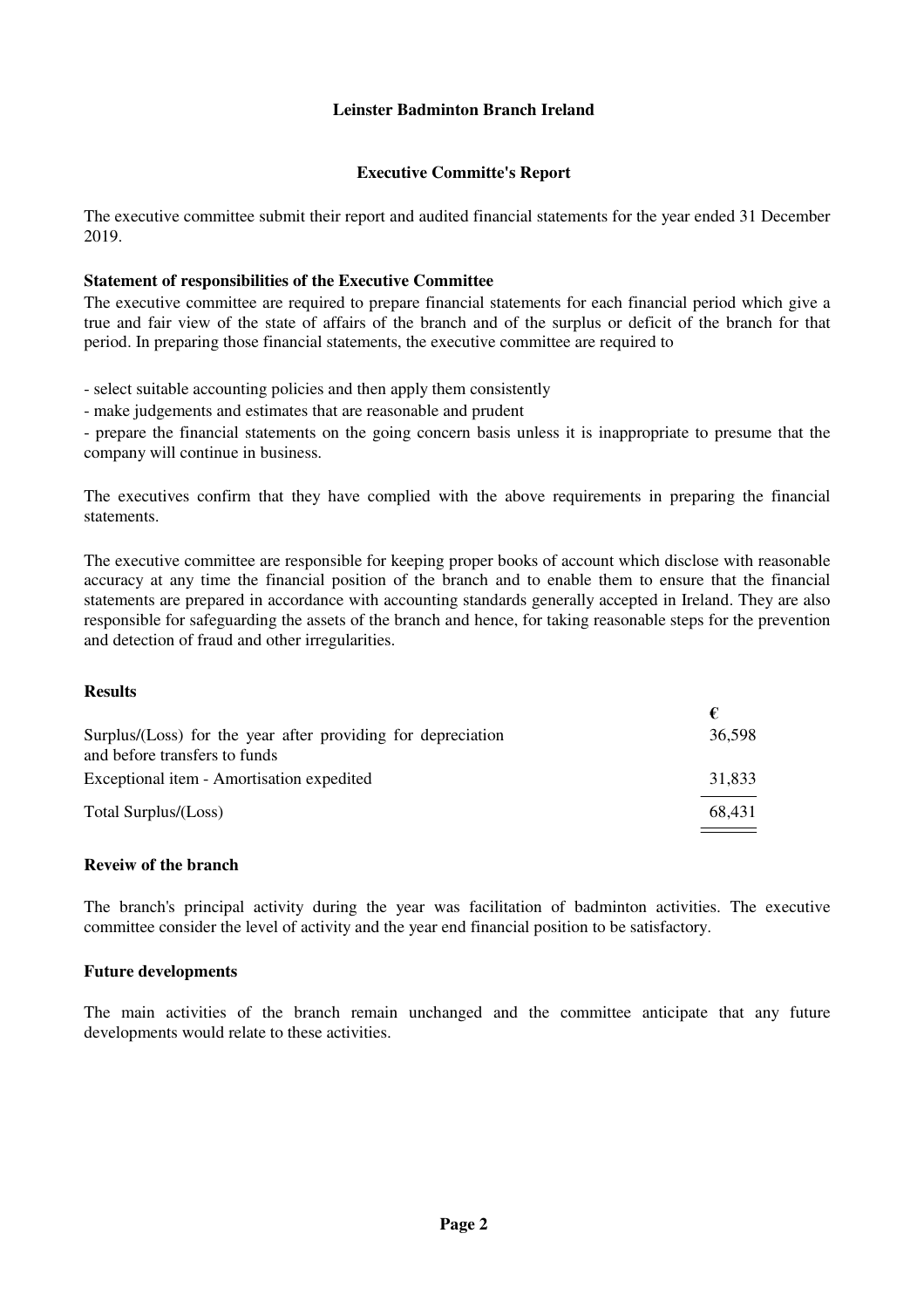# Leinster Badminton Branch Ireland

## Executive Committe's Report

The executive committee submit their report and audited financial statements for the year ended 31 December 2019.

### Statement of responsibilities of the Executive Committee

The executive committee are required to prepare financial statements for each financial period which give a true and fair view of the state of affairs of the branch and of the surplus or deficit of the branch for that period. In preparing those financial statements, the executive committee are required to

- select suitable accounting policies and then apply them consistently
- make judgements and estimates that are reasonable and prudent
- prepare the financial statements on the going concern basis unless it is inappropriate to presume that the company will continue in business.

The executives confirm that they have complied with the above requirements in preparing the financial statements.

The executive committee are responsible for keeping proper books of account which disclose with reasonable accuracy at any time the financial position of the branch and to enable them to ensure that the financial statements are prepared in accordance with accounting standards generally accepted in Ireland. They are also responsible for safeguarding the assets of the branch and hence, for taking reasonable steps for the prevention and detection of fraud and other irregularities.

### Results

| | € |
|---|---|
| Surplus/(Loss) for the year after providing for depreciation and before transfers to funds | 36,598 |
| Exceptional item - Amortisation expedited | 31,833 |
| Total Surplus/(Loss) | 68,431 |

### Reveiw of the branch

The branch's principal activity during the year was facilitation of badminton activities. The executive committee consider the level of activity and the year end financial position to be satisfactory.

### Future developments

The main activities of the branch remain unchanged and the committee anticipate that any future developments would relate to these activities.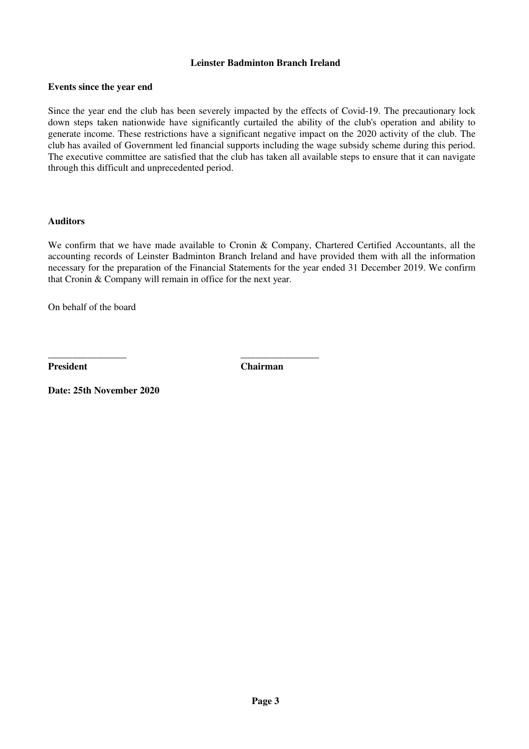**Leinster Badminton Branch Ireland**

**Events since the year end**

Since the year end the club has been severely impacted by the effects of Covid-19. The precautionary lock down steps taken nationwide have significantly curtailed the ability of the club's operation and ability to generate income. These restrictions have a significant negative impact on the 2020 activity of the club. The club has availed of Government led financial supports including the wage subsidy scheme during this period. The executive committee are satisfied that the club has taken all available steps to ensure that it can navigate through this difficult and unprecedented period.

**Auditors**

We confirm that we have made available to Cronin & Company, Chartered Certified Accountants, all the accounting records of Leinster Badminton Branch Ireland and have provided them with all the information necessary for the preparation of the Financial Statements for the year ended 31 December 2019. We confirm that Cronin & Company will remain in office for the next year.

On behalf of the board

________________ ________________

**President** **Chairman**

**Date: 25th November 2020**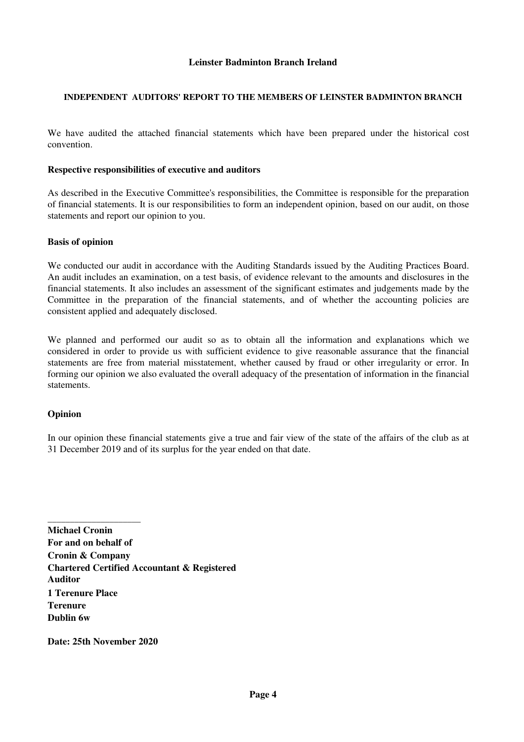**Leinster Badminton Branch Ireland**

**INDEPENDENT AUDITORS' REPORT TO THE MEMBERS OF LEINSTER BADMINTON BRANCH**

We have audited the attached financial statements which have been prepared under the historical cost convention.

**Respective responsibilities of executive and auditors**

As described in the Executive Committee's responsibilities, the Committee is responsible for the preparation of financial statements. It is our responsibilities to form an independent opinion, based on our audit, on those statements and report our opinion to you.

**Basis of opinion**

We conducted our audit in accordance with the Auditing Standards issued by the Auditing Practices Board. An audit includes an examination, on a test basis, of evidence relevant to the amounts and disclosures in the financial statements. It also includes an assessment of the significant estimates and judgements made by the Committee in the preparation of the financial statements, and of whether the accounting policies are consistent applied and adequately disclosed.

We planned and performed our audit so as to obtain all the information and explanations which we considered in order to provide us with sufficient evidence to give reasonable assurance that the financial statements are free from material misstatement, whether caused by fraud or other irregularity or error. In forming our opinion we also evaluated the overall adequacy of the presentation of information in the financial statements.

**Opinion**

In our opinion these financial statements give a true and fair view of the state of the affairs of the club as at 31 December 2019 and of its surplus for the year ended on that date.

\_\_\_\_\_\_\_\_\_\_\_\_\_\_\_\_\_\_\_\_

**Michael Cronin**
**For and on behalf of**
**Cronin & Company**
**Chartered Certified Accountant & Registered Auditor**
**1 Terenure Place**
**Terenure**
**Dublin 6w**

**Date: 25th November 2020**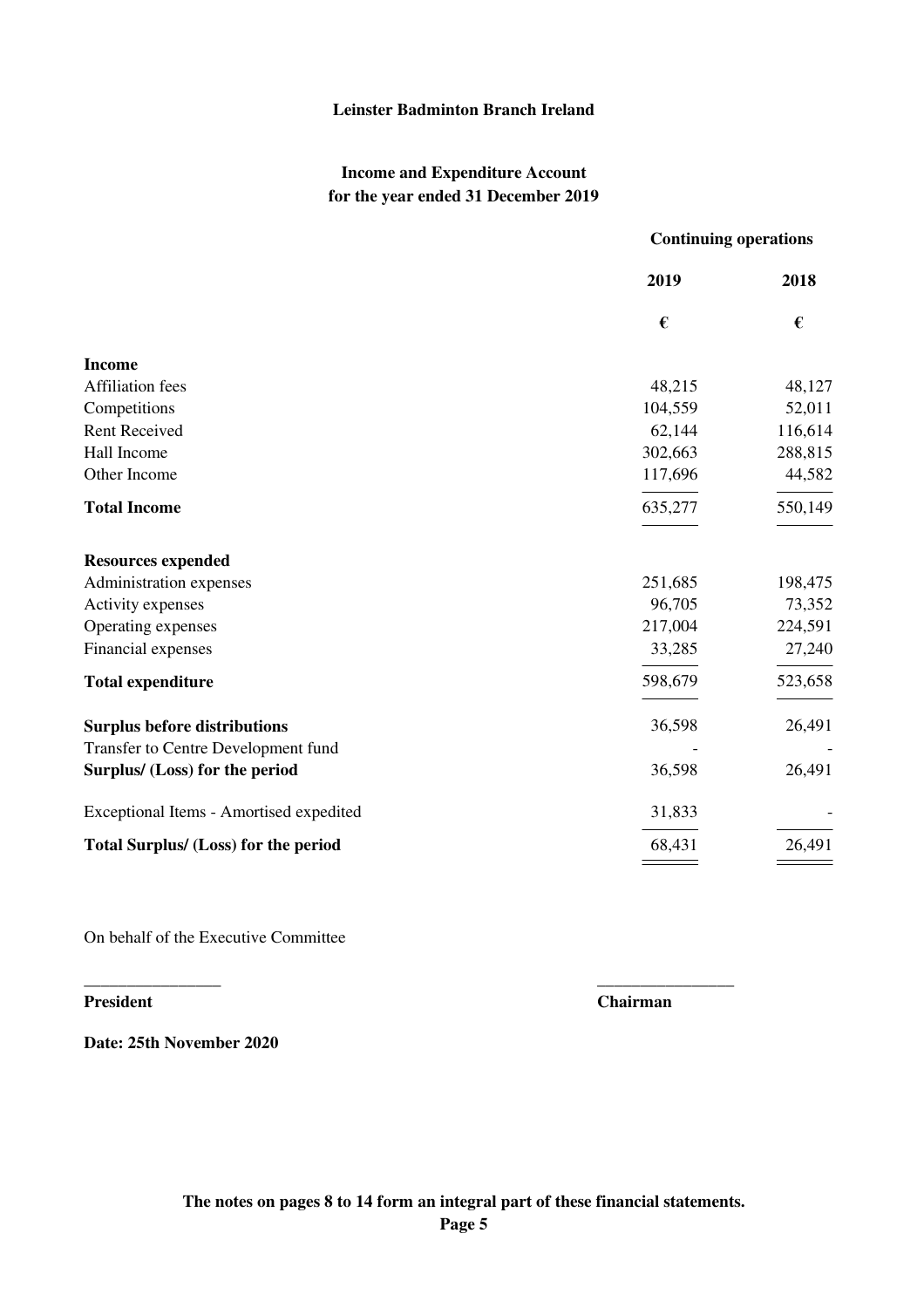**Leinster Badminton Branch Ireland**

**Income and Expenditure Account**
**for the year ended 31 December 2019**

| | Continuing operations | |
|---|---|---|
| | **2019** | **2018** |
| | **€** | **€** |
| **Income** | | |
| Affiliation fees | 48,215 | 48,127 |
| Competitions | 104,559 | 52,011 |
| Rent Received | 62,144 | 116,614 |
| Hall Income | 302,663 | 288,815 |
| Other Income | 117,696 | 44,582 |
| **Total Income** | 635,277 | 550,149 |
| **Resources expended** | | |
| Administration expenses | 251,685 | 198,475 |
| Activity expenses | 96,705 | 73,352 |
| Operating expenses | 217,004 | 224,591 |
| Financial expenses | 33,285 | 27,240 |
| **Total expenditure** | 598,679 | 523,658 |
| **Surplus before distributions** | 36,598 | 26,491 |
| Transfer to Centre Development fund | - | - |
| **Surplus/ (Loss) for the period** | 36,598 | 26,491 |
| Exceptional Items - Amortised expedited | 31,833 | - |
| **Total Surplus/ (Loss) for the period** | 68,431 | 26,491 |

On behalf of the Executive Committee

\_\_\_\_\_\_\_\_\_\_\_\_\_\_\_\_ \_\_\_\_\_\_\_\_\_\_\_\_\_\_\_\_

**President** **Chairman**

**Date: 25th November 2020**

**The notes on pages 8 to 14 form an integral part of these financial statements.**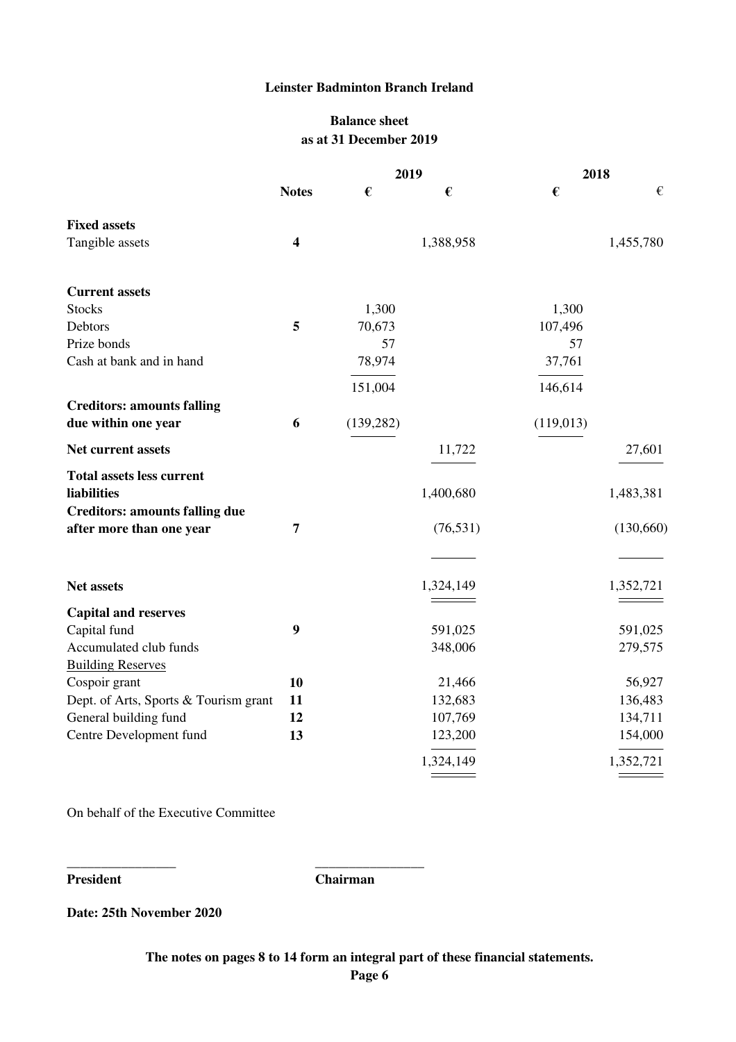# Leinster Badminton Branch Ireland

## Balance sheet
## as at 31 December 2019

| | Notes | 2019 € | 2019 € | 2018 € | 2018 € |
|---|---|---|---|---|---|
| **Fixed assets** | | | | | |
| Tangible assets | **4** | | 1,388,958 | | 1,455,780 |
| **Current assets** | | | | | |
| Stocks | | 1,300 | | 1,300 | |
| Debtors | **5** | 70,673 | | 107,496 | |
| Prize bonds | | 57 | | 57 | |
| Cash at bank and in hand | | 78,974 | | 37,761 | |
| | | 151,004 | | 146,614 | |
| **Creditors: amounts falling due within one year** | **6** | (139,282) | | (119,013) | |
| **Net current assets** | | | 11,722 | | 27,601 |
| **Total assets less current liabilities** | | | 1,400,680 | | 1,483,381 |
| **Creditors: amounts falling due after more than one year** | **7** | | (76,531) | | (130,660) |
| **Net assets** | | | 1,324,149 | | 1,352,721 |
| **Capital and reserves** | | | | | |
| Capital fund | **9** | | 591,025 | | 591,025 |
| Accumulated club funds | | | 348,006 | | 279,575 |
| Building Reserves | | | | | |
| Cospoir grant | **10** | | 21,466 | | 56,927 |
| Dept. of Arts, Sports & Tourism grant | **11** | | 132,683 | | 136,483 |
| General building fund | **12** | | 107,769 | | 134,711 |
| Centre Development fund | **13** | | 123,200 | | 154,000 |
| | | | 1,324,149 | | 1,352,721 |

On behalf of the Executive Committee

________________ ________________

**President** **Chairman**

**Date: 25th November 2020**

**The notes on pages 8 to 14 form an integral part of these financial statements.**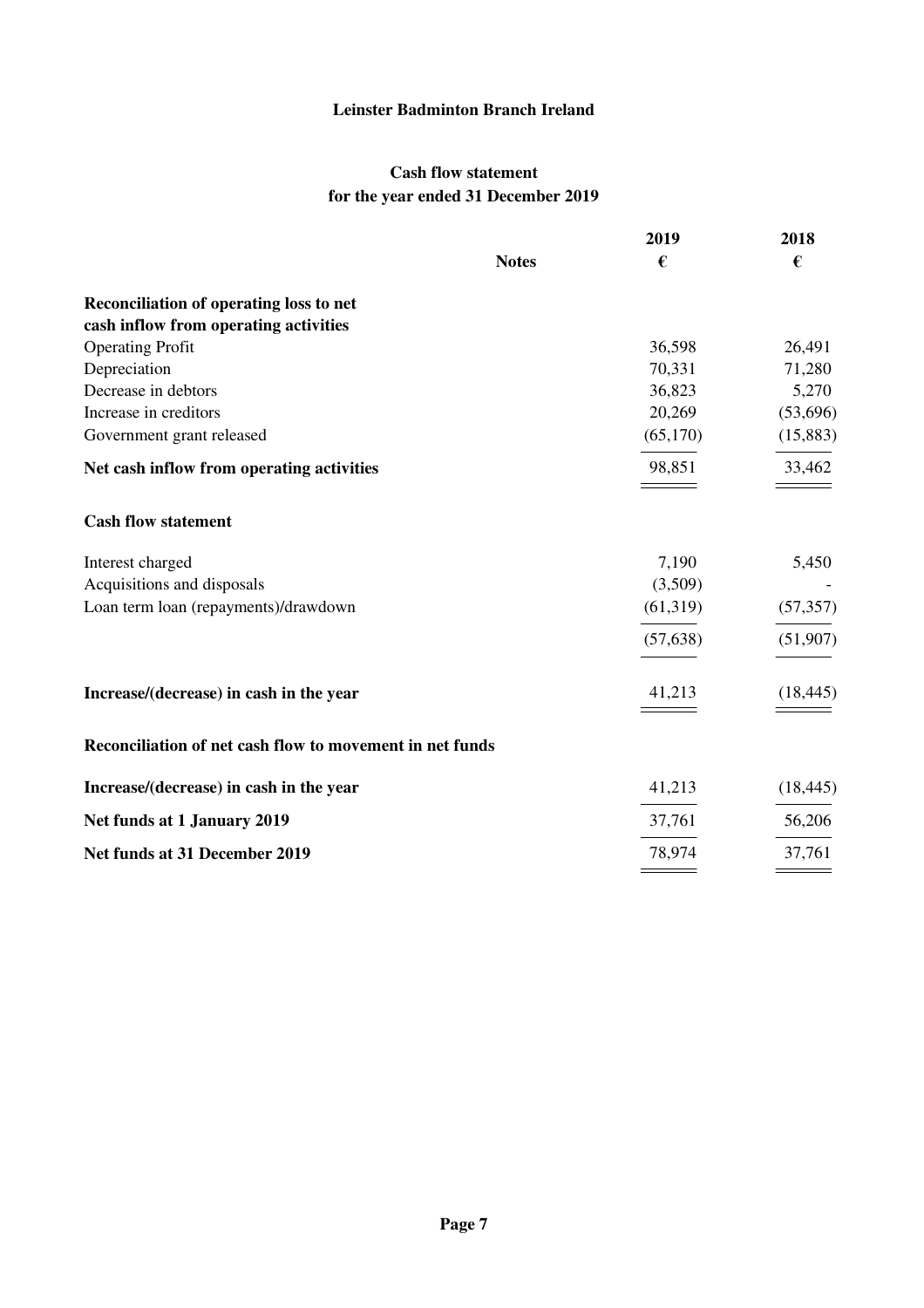# Leinster Badminton Branch Ireland

## Cash flow statement
## for the year ended 31 December 2019

| | Notes | 2019 € | 2018 € |
|---|---|---|---|
| **Reconciliation of operating loss to net cash inflow from operating activities** | | | |
| Operating Profit | | 36,598 | 26,491 |
| Depreciation | | 70,331 | 71,280 |
| Decrease in debtors | | 36,823 | 5,270 |
| Increase in creditors | | 20,269 | (53,696) |
| Government grant released | | (65,170) | (15,883) |
| **Net cash inflow from operating activities** | | 98,851 | 33,462 |
| **Cash flow statement** | | | |
| Interest charged | | 7,190 | 5,450 |
| Acquisitions and disposals | | (3,509) | - |
| Loan term loan (repayments)/drawdown | | (61,319) | (57,357) |
| | | (57,638) | (51,907) |
| **Increase/(decrease) in cash in the year** | | 41,213 | (18,445) |
| **Reconciliation of net cash flow to movement in net funds** | | | |
| **Increase/(decrease) in cash in the year** | | 41,213 | (18,445) |
| **Net funds at 1 January 2019** | | 37,761 | 56,206 |
| **Net funds at 31 December 2019** | | 78,974 | 37,761 |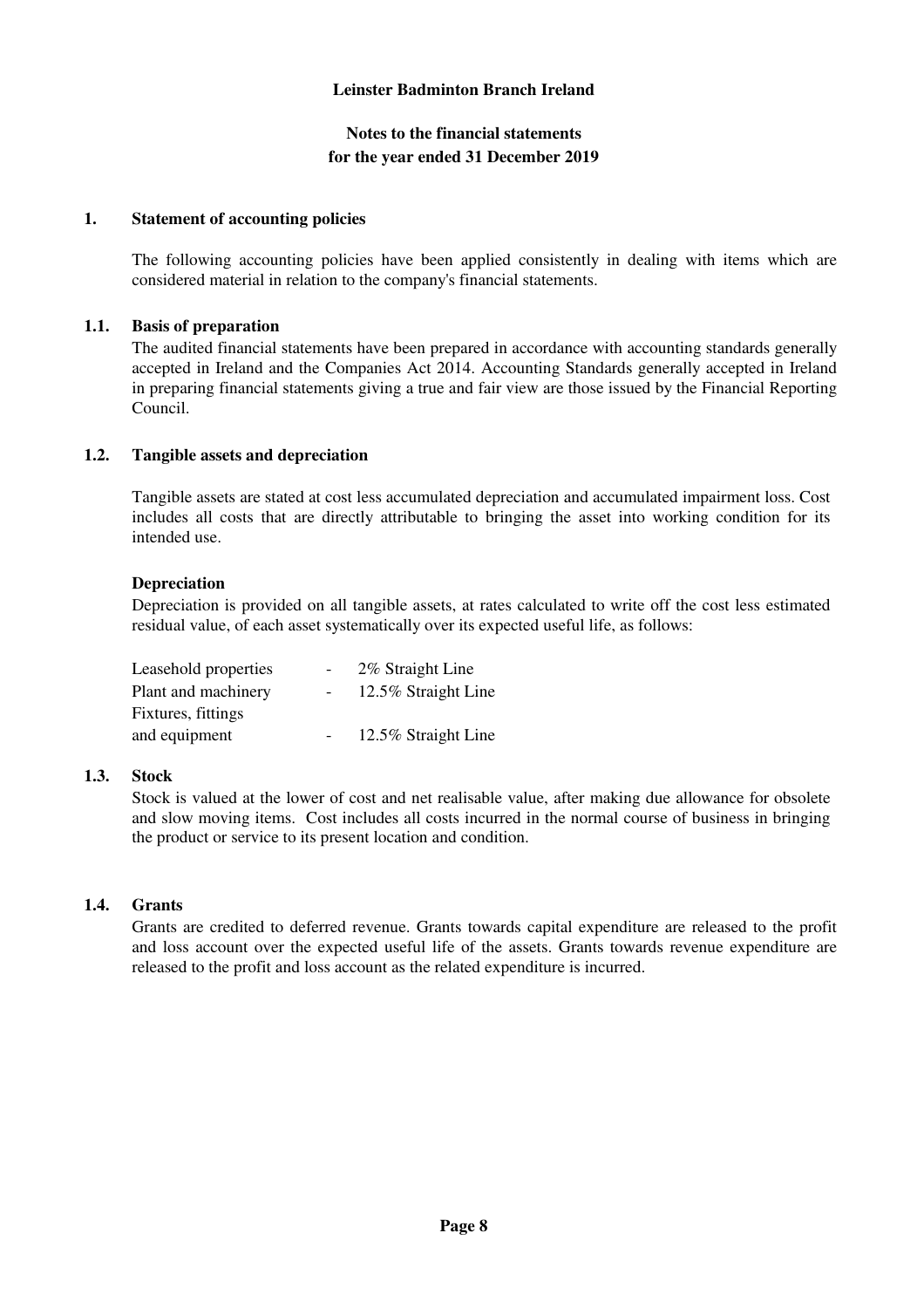**Leinster Badminton Branch Ireland**

**Notes to the financial statements**
**for the year ended 31 December 2019**

## 1. Statement of accounting policies

The following accounting policies have been applied consistently in dealing with items which are considered material in relation to the company's financial statements.

### 1.1. Basis of preparation

The audited financial statements have been prepared in accordance with accounting standards generally accepted in Ireland and the Companies Act 2014. Accounting Standards generally accepted in Ireland in preparing financial statements giving a true and fair view are those issued by the Financial Reporting Council.

### 1.2. Tangible assets and depreciation

Tangible assets are stated at cost less accumulated depreciation and accumulated impairment loss. Cost includes all costs that are directly attributable to bringing the asset into working condition for its intended use.

**Depreciation**

Depreciation is provided on all tangible assets, at rates calculated to write off the cost less estimated residual value, of each asset systematically over its expected useful life, as follows:

| | | |
|---|---|---|
| Leasehold properties | - | 2% Straight Line |
| Plant and machinery | - | 12.5% Straight Line |
| Fixtures, fittings and equipment | - | 12.5% Straight Line |

### 1.3. Stock

Stock is valued at the lower of cost and net realisable value, after making due allowance for obsolete and slow moving items. Cost includes all costs incurred in the normal course of business in bringing the product or service to its present location and condition.

### 1.4. Grants

Grants are credited to deferred revenue. Grants towards capital expenditure are released to the profit and loss account over the expected useful life of the assets. Grants towards revenue expenditure are released to the profit and loss account as the related expenditure is incurred.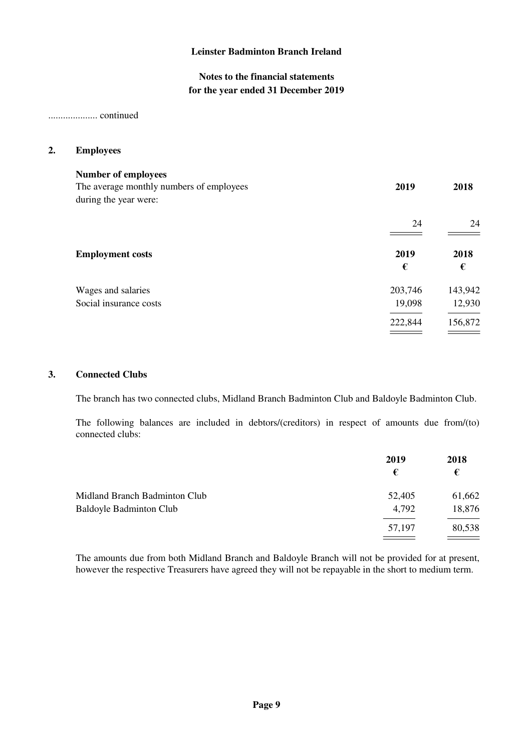# Leinster Badminton Branch Ireland

## Notes to the financial statements
## for the year ended 31 December 2019

.................... continued

## 2. Employees

**Number of employees**

| The average monthly numbers of employees during the year were: | **2019** | **2018** |
|---|---|---|
| | 24 | 24 |

| **Employment costs** | **2019** € | **2018** € |
|---|---|---|
| Wages and salaries | 203,746 | 143,942 |
| Social insurance costs | 19,098 | 12,930 |
| | 222,844 | 156,872 |

## 3. Connected Clubs

The branch has two connected clubs, Midland Branch Badminton Club and Baldoyle Badminton Club.

The following balances are included in debtors/(creditors) in respect of amounts due from/(to) connected clubs:

| | **2019** € | **2018** € |
|---|---|---|
| Midland Branch Badminton Club | 52,405 | 61,662 |
| Baldoyle Badminton Club | 4,792 | 18,876 |
| | 57,197 | 80,538 |

The amounts due from both Midland Branch and Baldoyle Branch will not be provided for at present, however the respective Treasurers have agreed they will not be repayable in the short to medium term.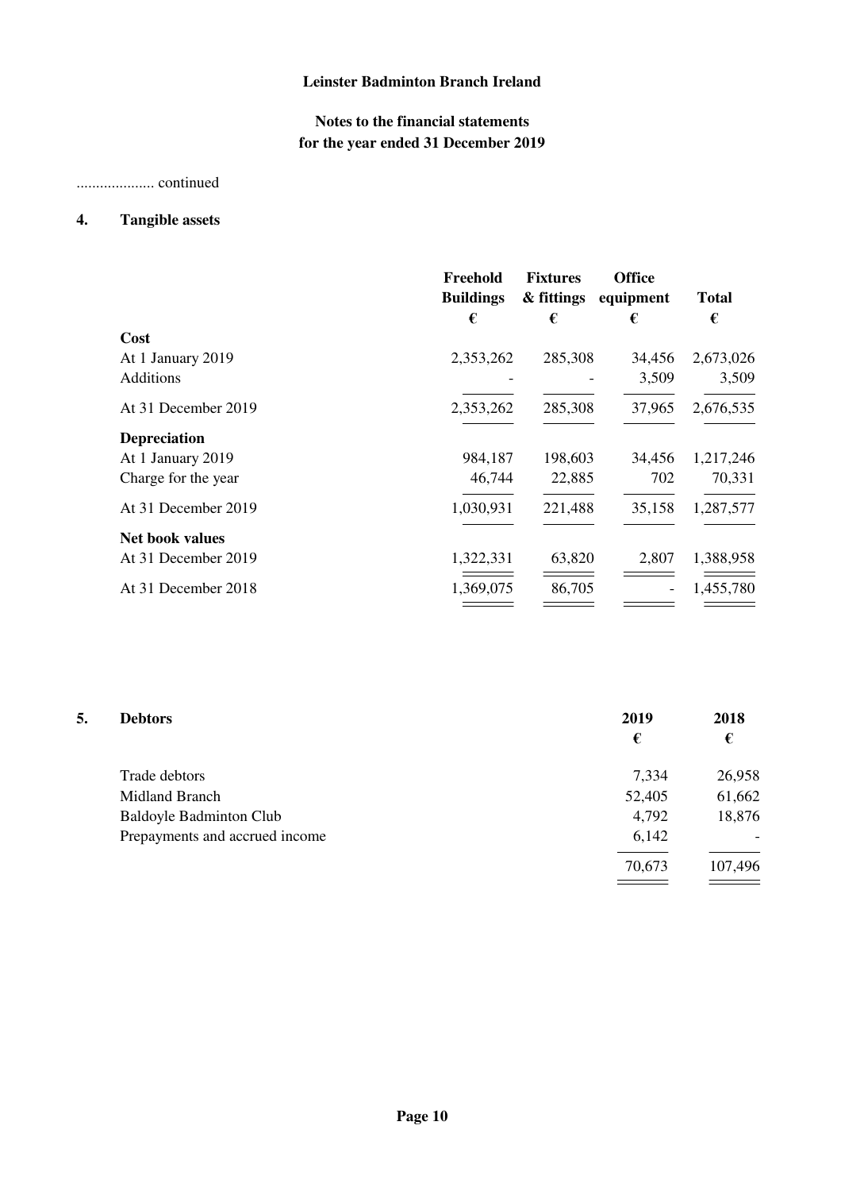**Leinster Badminton Branch Ireland**

**Notes to the financial statements**
**for the year ended 31 December 2019**

.................... continued

## 4. Tangible assets

| | Freehold Buildings € | Fixtures & fittings € | Office equipment € | Total € |
|---|---|---|---|---|
| **Cost** | | | | |
| At 1 January 2019 | 2,353,262 | 285,308 | 34,456 | 2,673,026 |
| Additions | - | - | 3,509 | 3,509 |
| At 31 December 2019 | 2,353,262 | 285,308 | 37,965 | 2,676,535 |
| **Depreciation** | | | | |
| At 1 January 2019 | 984,187 | 198,603 | 34,456 | 1,217,246 |
| Charge for the year | 46,744 | 22,885 | 702 | 70,331 |
| At 31 December 2019 | 1,030,931 | 221,488 | 35,158 | 1,287,577 |
| **Net book values** | | | | |
| At 31 December 2019 | 1,322,331 | 63,820 | 2,807 | 1,388,958 |
| At 31 December 2018 | 1,369,075 | 86,705 | - | 1,455,780 |

## 5. Debtors

| | 2019 € | 2018 € |
|---|---|---|
| Trade debtors | 7,334 | 26,958 |
| Midland Branch | 52,405 | 61,662 |
| Baldoyle Badminton Club | 4,792 | 18,876 |
| Prepayments and accrued income | 6,142 | - |
| | 70,673 | 107,496 |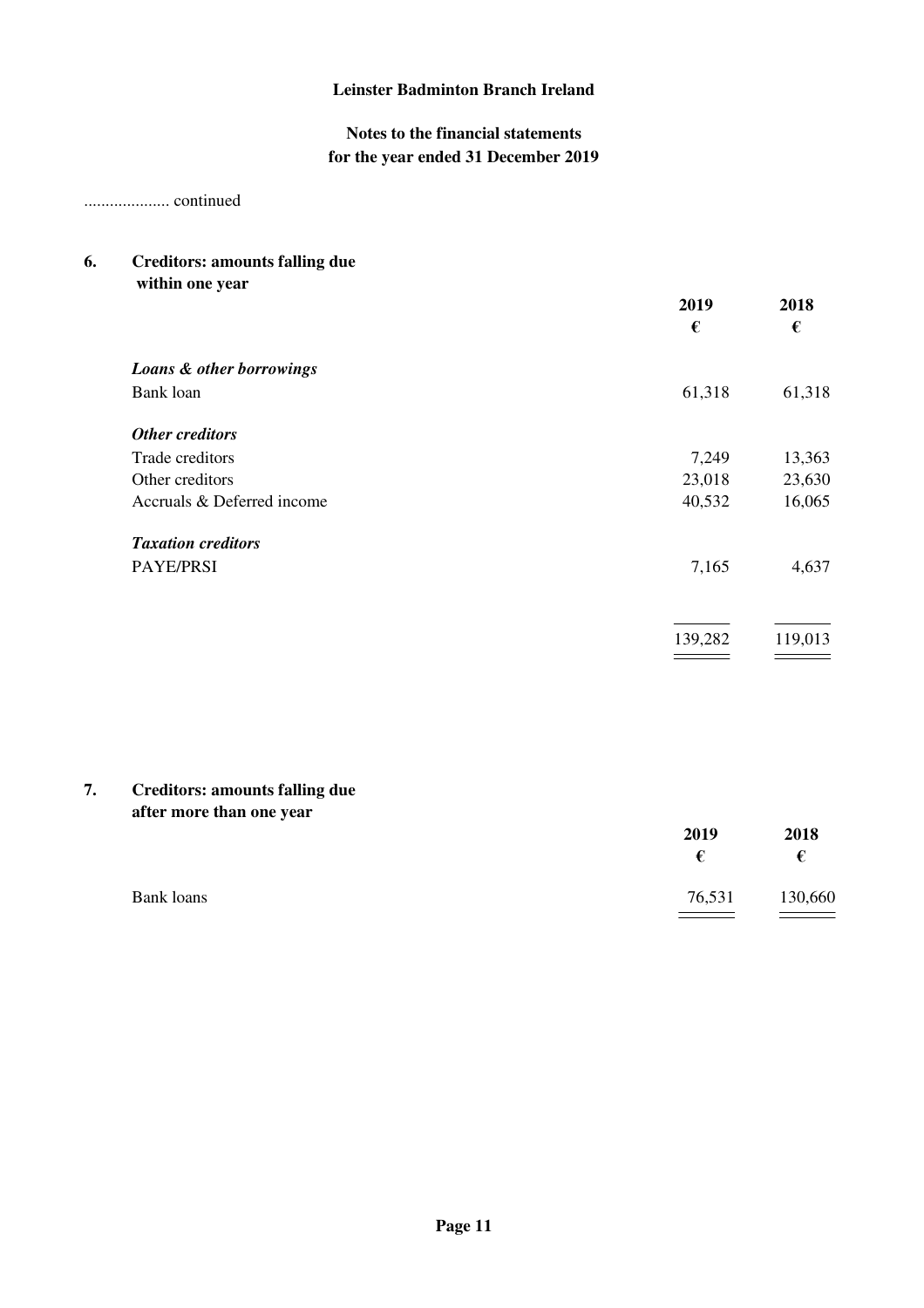## Leinster Badminton Branch Ireland

### Notes to the financial statements for the year ended 31 December 2019

.................... continued

### 6. Creditors: amounts falling due within one year

| | 2019 | 2018 |
|---|---|---|
| | € | € |
| ***Loans & other borrowings*** | | |
| Bank loan | 61,318 | 61,318 |
| ***Other creditors*** | | |
| Trade creditors | 7,249 | 13,363 |
| Other creditors | 23,018 | 23,630 |
| Accruals & Deferred income | 40,532 | 16,065 |
| ***Taxation creditors*** | | |
| PAYE/PRSI | 7,165 | 4,637 |
| | 139,282 | 119,013 |

### 7. Creditors: amounts falling due after more than one year

| | 2019 | 2018 |
|---|---|---|
| | € | € |
| Bank loans | 76,531 | 130,660 |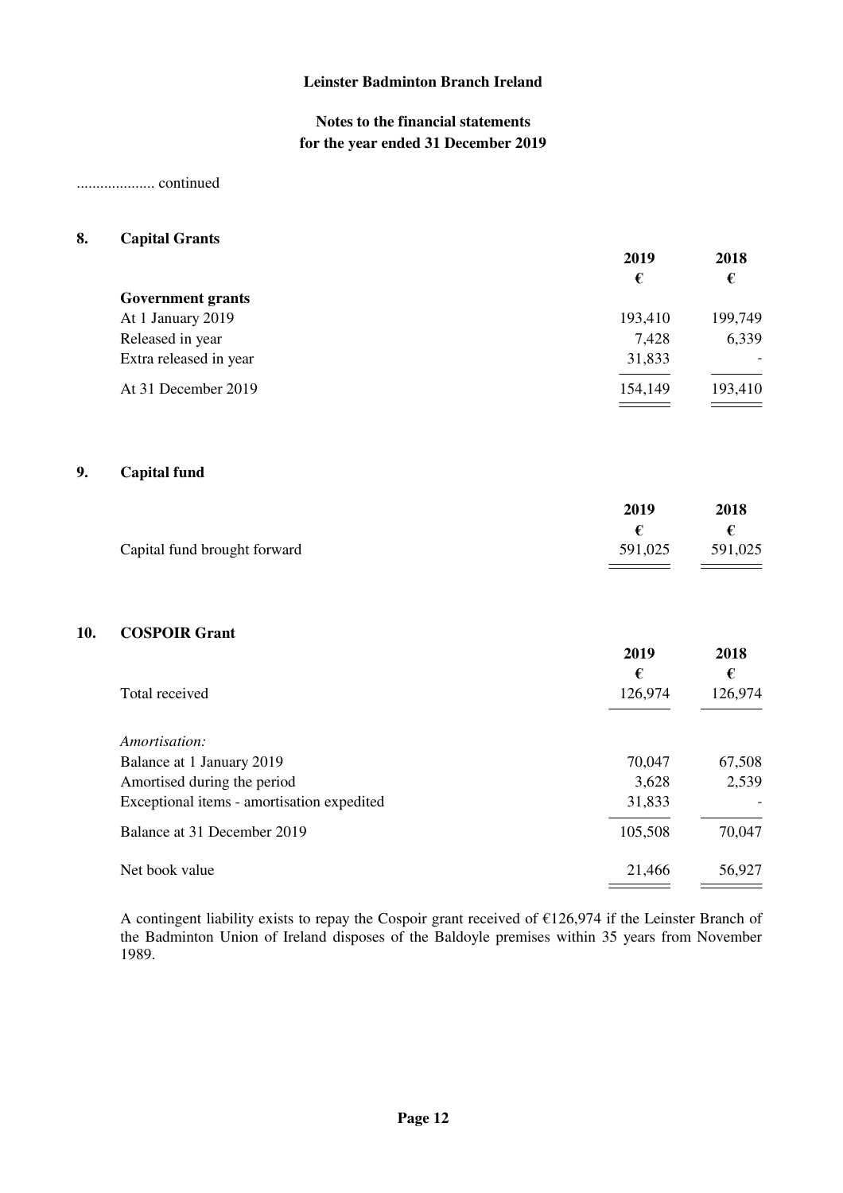# Leinster Badminton Branch Ireland

## Notes to the financial statements for the year ended 31 December 2019

.................... continued

### 8. Capital Grants

| | 2019 | 2018 |
|---|---|---|
| | € | € |
| **Government grants** | | |
| At 1 January 2019 | 193,410 | 199,749 |
| Released in year | 7,428 | 6,339 |
| Extra released in year | 31,833 | - |
| At 31 December 2019 | 154,149 | 193,410 |

### 9. Capital fund

| | 2019 | 2018 |
|---|---|---|
| | € | € |
| Capital fund brought forward | 591,025 | 591,025 |

### 10. COSPOIR Grant

| | 2019 | 2018 |
|---|---|---|
| | € | € |
| Total received | 126,974 | 126,974 |
| *Amortisation:* | | |
| Balance at 1 January 2019 | 70,047 | 67,508 |
| Amortised during the period | 3,628 | 2,539 |
| Exceptional items - amortisation expedited | 31,833 | - |
| Balance at 31 December 2019 | 105,508 | 70,047 |
| Net book value | 21,466 | 56,927 |

A contingent liability exists to repay the Cospoir grant received of €126,974 if the Leinster Branch of the Badminton Union of Ireland disposes of the Baldoyle premises within 35 years from November 1989.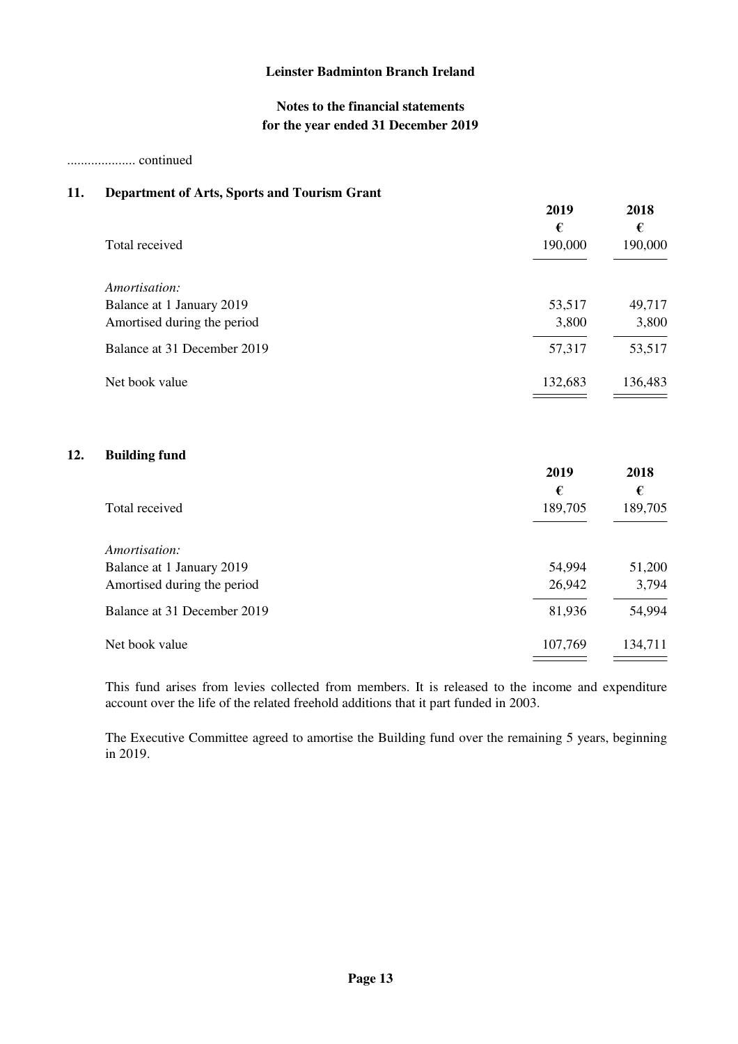# Leinster Badminton Branch Ireland

## Notes to the financial statements for the year ended 31 December 2019

.................... continued

### 11. Department of Arts, Sports and Tourism Grant

| | 2019 | 2018 |
|---|---|---|
| | € | € |
| Total received | 190,000 | 190,000 |
| *Amortisation:* | | |
| Balance at 1 January 2019 | 53,517 | 49,717 |
| Amortised during the period | 3,800 | 3,800 |
| Balance at 31 December 2019 | 57,317 | 53,517 |
| Net book value | 132,683 | 136,483 |

### 12. Building fund

| | 2019 | 2018 |
|---|---|---|
| | € | € |
| Total received | 189,705 | 189,705 |
| *Amortisation:* | | |
| Balance at 1 January 2019 | 54,994 | 51,200 |
| Amortised during the period | 26,942 | 3,794 |
| Balance at 31 December 2019 | 81,936 | 54,994 |
| Net book value | 107,769 | 134,711 |

This fund arises from levies collected from members. It is released to the income and expenditure account over the life of the related freehold additions that it part funded in 2003.

The Executive Committee agreed to amortise the Building fund over the remaining 5 years, beginning in 2019.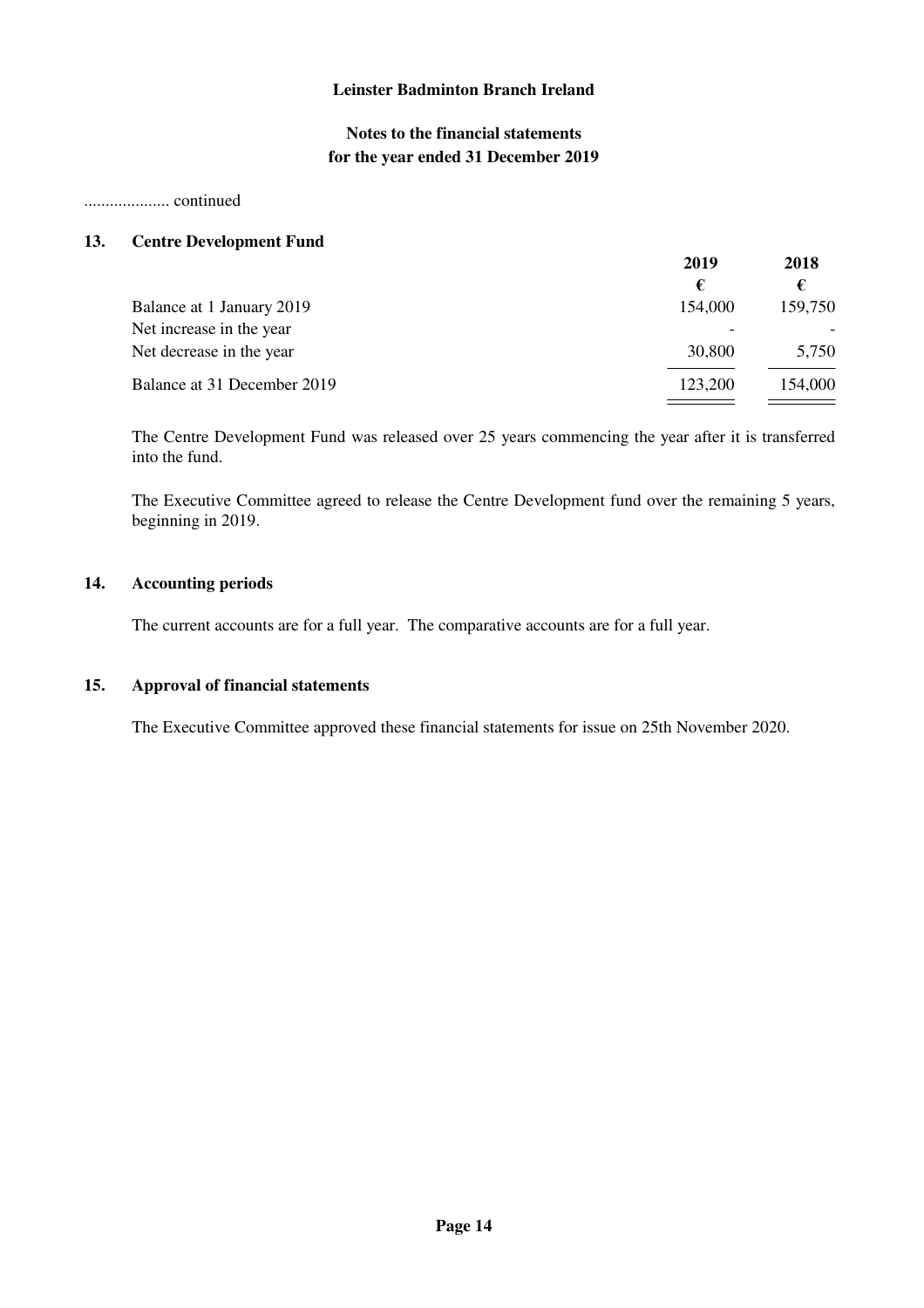Leinster Badminton Branch Ireland

Notes to the financial statements
for the year ended 31 December 2019

.................... continued

## 13. Centre Development Fund

| | 2019 | 2018 |
|---|---|---|
| | € | € |
| Balance at 1 January 2019 | 154,000 | 159,750 |
| Net increase in the year | - | - |
| Net decrease in the year | 30,800 | 5,750 |
| Balance at 31 December 2019 | 123,200 | 154,000 |

The Centre Development Fund was released over 25 years commencing the year after it is transferred into the fund.

The Executive Committee agreed to release the Centre Development fund over the remaining 5 years, beginning in 2019.

## 14. Accounting periods

The current accounts are for a full year. The comparative accounts are for a full year.

## 15. Approval of financial statements

The Executive Committee approved these financial statements for issue on 25th November 2020.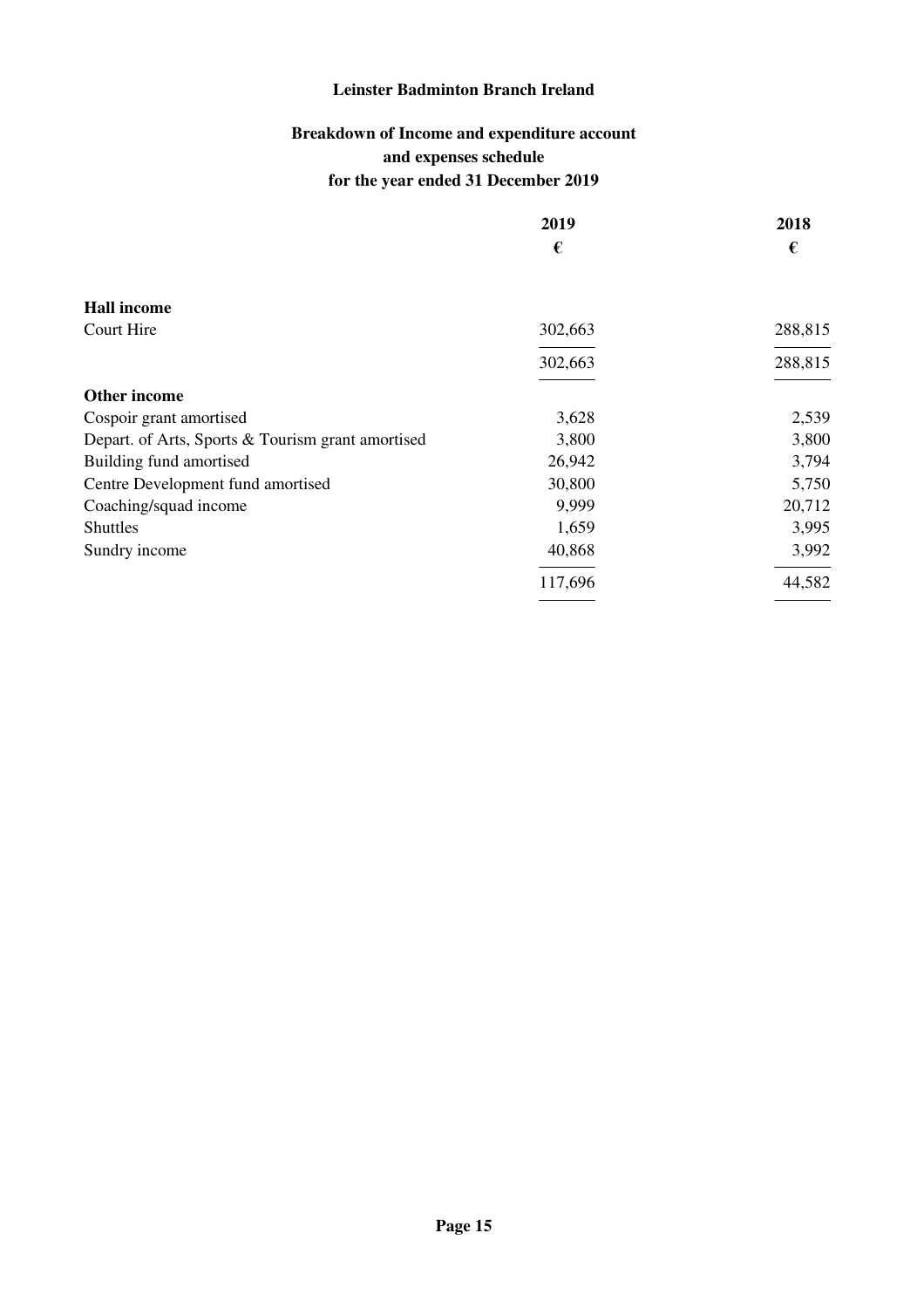# Leinster Badminton Branch Ireland

## Breakdown of Income and expenditure account and expenses schedule for the year ended 31 December 2019

| | 2019 | 2018 |
|---|---|---|
| | € | € |
| **Hall income** | | |
| Court Hire | 302,663 | 288,815 |
| | 302,663 | 288,815 |
| **Other income** | | |
| Cospoir grant amortised | 3,628 | 2,539 |
| Depart. of Arts, Sports & Tourism grant amortised | 3,800 | 3,800 |
| Building fund amortised | 26,942 | 3,794 |
| Centre Development fund amortised | 30,800 | 5,750 |
| Coaching/squad income | 9,999 | 20,712 |
| Shuttles | 1,659 | 3,995 |
| Sundry income | 40,868 | 3,992 |
| | 117,696 | 44,582 |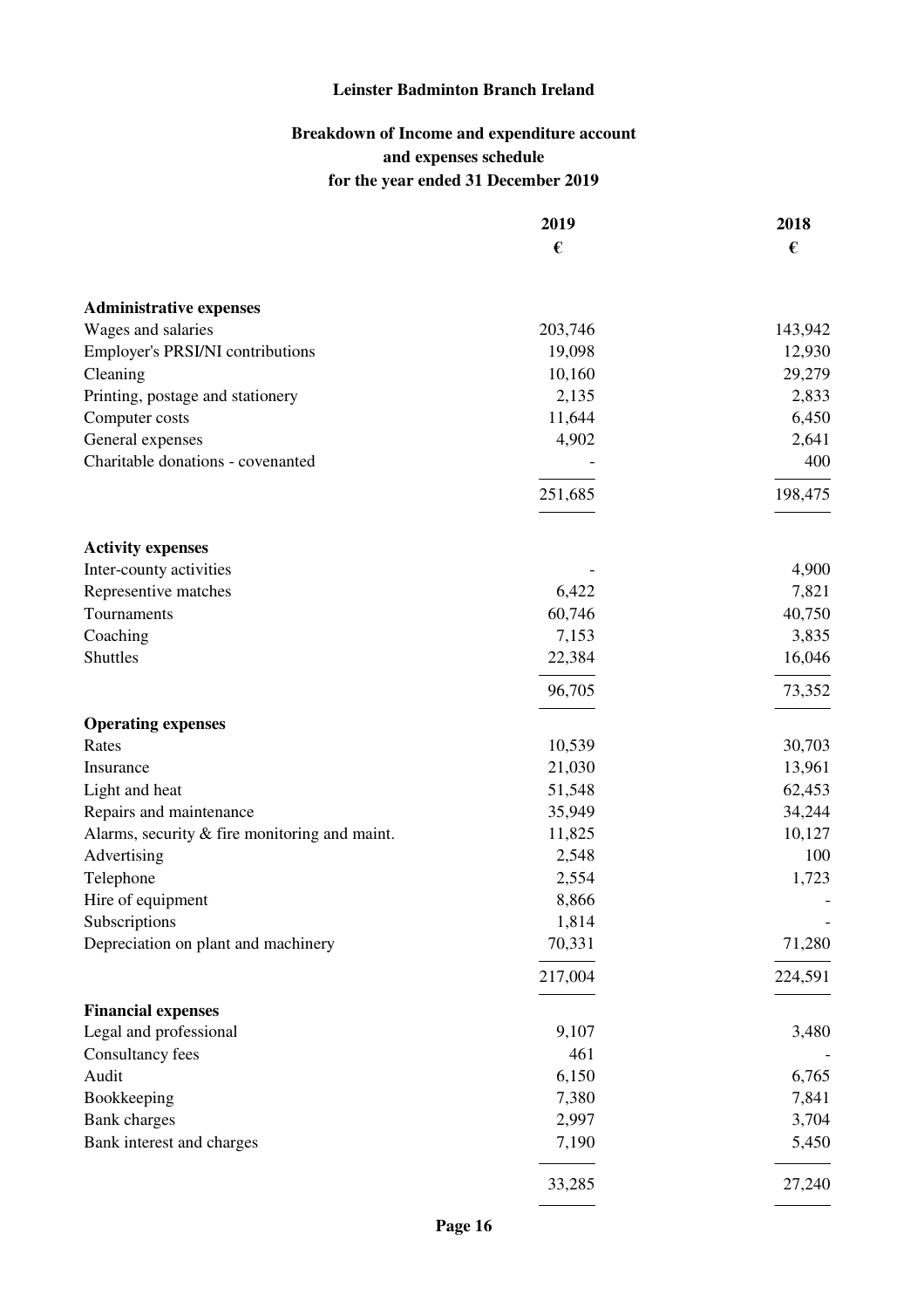# Leinster Badminton Branch Ireland

## Breakdown of Income and expenditure account and expenses schedule for the year ended 31 December 2019

| | 2019 | 2018 |
|---|---|---|
| | € | € |
| **Administrative expenses** | | |
| Wages and salaries | 203,746 | 143,942 |
| Employer's PRSI/NI contributions | 19,098 | 12,930 |
| Cleaning | 10,160 | 29,279 |
| Printing, postage and stationery | 2,135 | 2,833 |
| Computer costs | 11,644 | 6,450 |
| General expenses | 4,902 | 2,641 |
| Charitable donations - covenanted | - | 400 |
| | 251,685 | 198,475 |
| **Activity expenses** | | |
| Inter-county activities | - | 4,900 |
| Representive matches | 6,422 | 7,821 |
| Tournaments | 60,746 | 40,750 |
| Coaching | 7,153 | 3,835 |
| Shuttles | 22,384 | 16,046 |
| | 96,705 | 73,352 |
| **Operating expenses** | | |
| Rates | 10,539 | 30,703 |
| Insurance | 21,030 | 13,961 |
| Light and heat | 51,548 | 62,453 |
| Repairs and maintenance | 35,949 | 34,244 |
| Alarms, security & fire monitoring and maint. | 11,825 | 10,127 |
| Advertising | 2,548 | 100 |
| Telephone | 2,554 | 1,723 |
| Hire of equipment | 8,866 | - |
| Subscriptions | 1,814 | - |
| Depreciation on plant and machinery | 70,331 | 71,280 |
| | 217,004 | 224,591 |
| **Financial expenses** | | |
| Legal and professional | 9,107 | 3,480 |
| Consultancy fees | 461 | - |
| Audit | 6,150 | 6,765 |
| Bookkeeping | 7,380 | 7,841 |
| Bank charges | 2,997 | 3,704 |
| Bank interest and charges | 7,190 | 5,450 |
| | 33,285 | 27,240 |